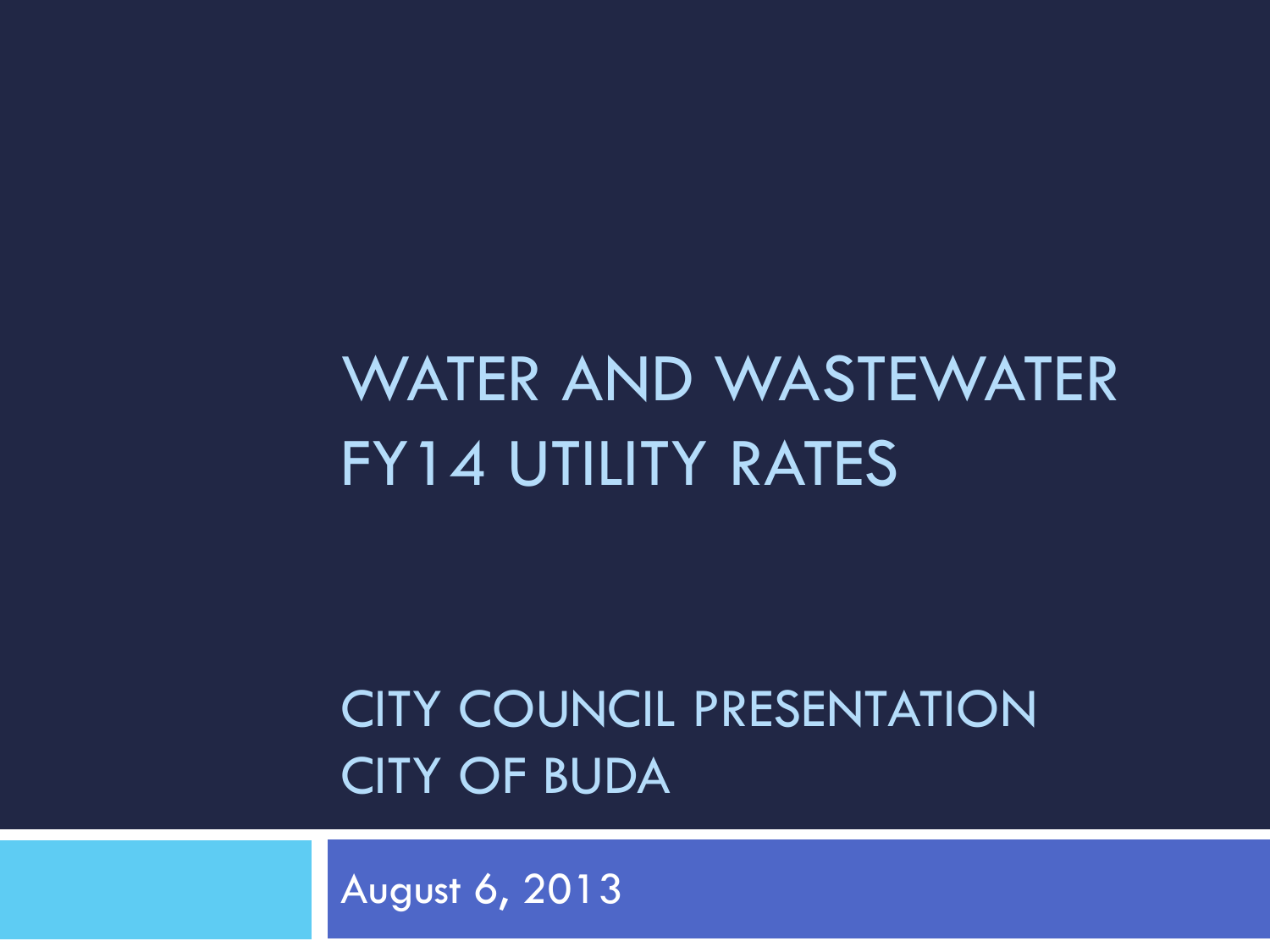# WATER AND WASTEWATER FY14 UTILITY RATES

## CITY COUNCIL PRESENTATION
## CITY OF BUDA

August 6, 2013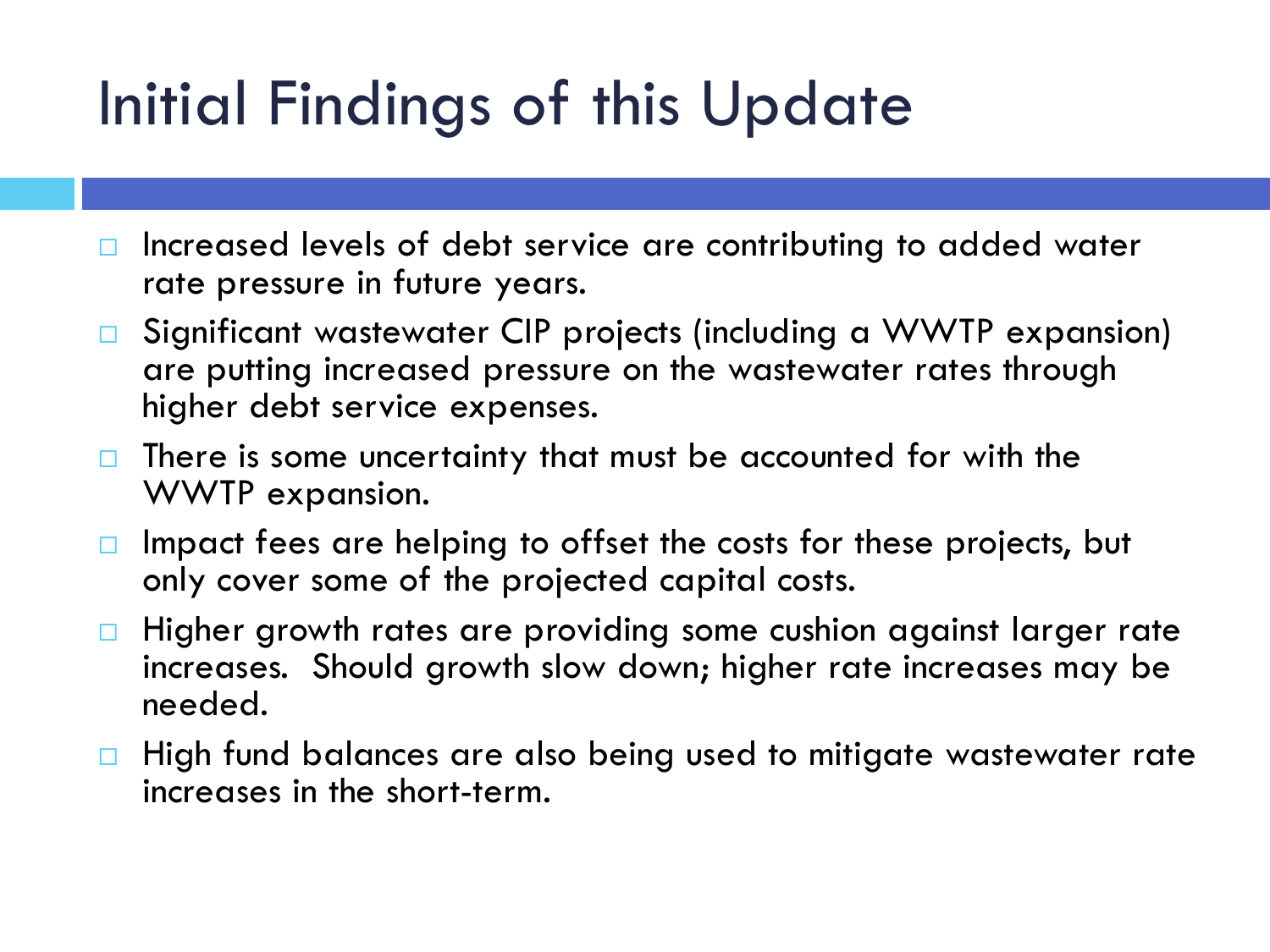# Initial Findings of this Update

- Increased levels of debt service are contributing to added water rate pressure in future years.
- Significant wastewater CIP projects (including a WWTP expansion) are putting increased pressure on the wastewater rates through higher debt service expenses.
- There is some uncertainty that must be accounted for with the WWTP expansion.
- Impact fees are helping to offset the costs for these projects, but only cover some of the projected capital costs.
- Higher growth rates are providing some cushion against larger rate increases. Should growth slow down; higher rate increases may be needed.
- High fund balances are also being used to mitigate wastewater rate increases in the short-term.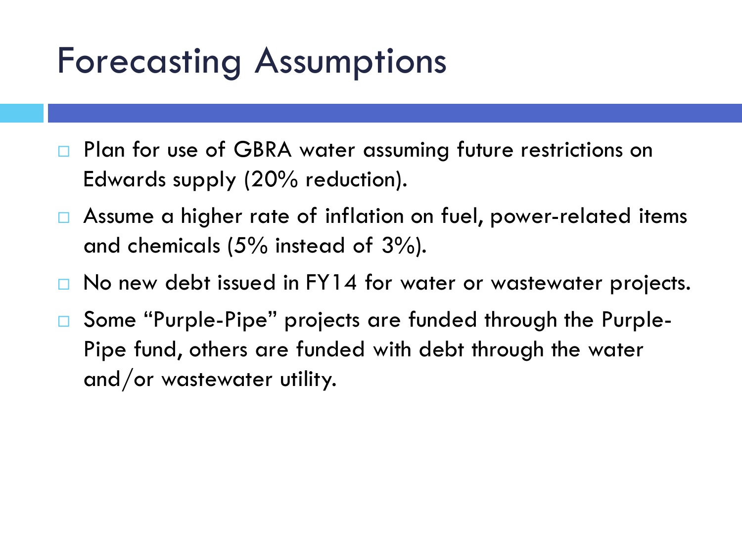# Forecasting Assumptions

- Plan for use of GBRA water assuming future restrictions on Edwards supply (20% reduction).
- Assume a higher rate of inflation on fuel, power-related items and chemicals (5% instead of 3%).
- No new debt issued in FY14 for water or wastewater projects.
- Some "Purple-Pipe" projects are funded through the Purple-Pipe fund, others are funded with debt through the water and/or wastewater utility.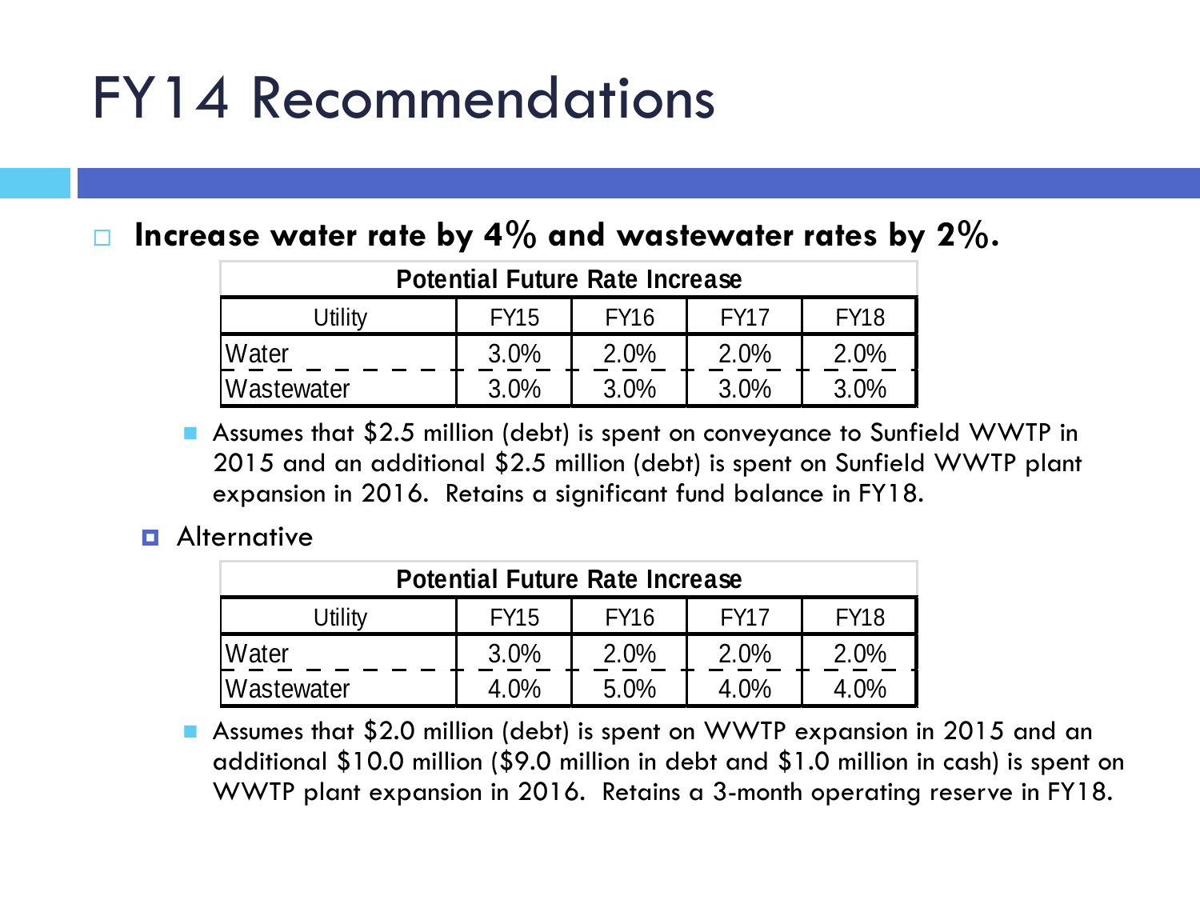# FY14 Recommendations

- **Increase water rate by 4% and wastewater rates by 2%.**

| Potential Future Rate Increase | | | | |
|---|---|---|---|---|
| Utility | FY15 | FY16 | FY17 | FY18 |
| Water | 3.0% | 2.0% | 2.0% | 2.0% |
| Wastewater | 3.0% | 3.0% | 3.0% | 3.0% |

  - Assumes that $2.5 million (debt) is spent on conveyance to Sunfield WWTP in 2015 and an additional $2.5 million (debt) is spent on Sunfield WWTP plant expansion in 2016. Retains a significant fund balance in FY18.

- Alternative

| Potential Future Rate Increase | | | | |
|---|---|---|---|---|
| Utility | FY15 | FY16 | FY17 | FY18 |
| Water | 3.0% | 2.0% | 2.0% | 2.0% |
| Wastewater | 4.0% | 5.0% | 4.0% | 4.0% |

  - Assumes that $2.0 million (debt) is spent on WWTP expansion in 2015 and an additional $10.0 million ($9.0 million in debt and $1.0 million in cash) is spent on WWTP plant expansion in 2016. Retains a 3-month operating reserve in FY18.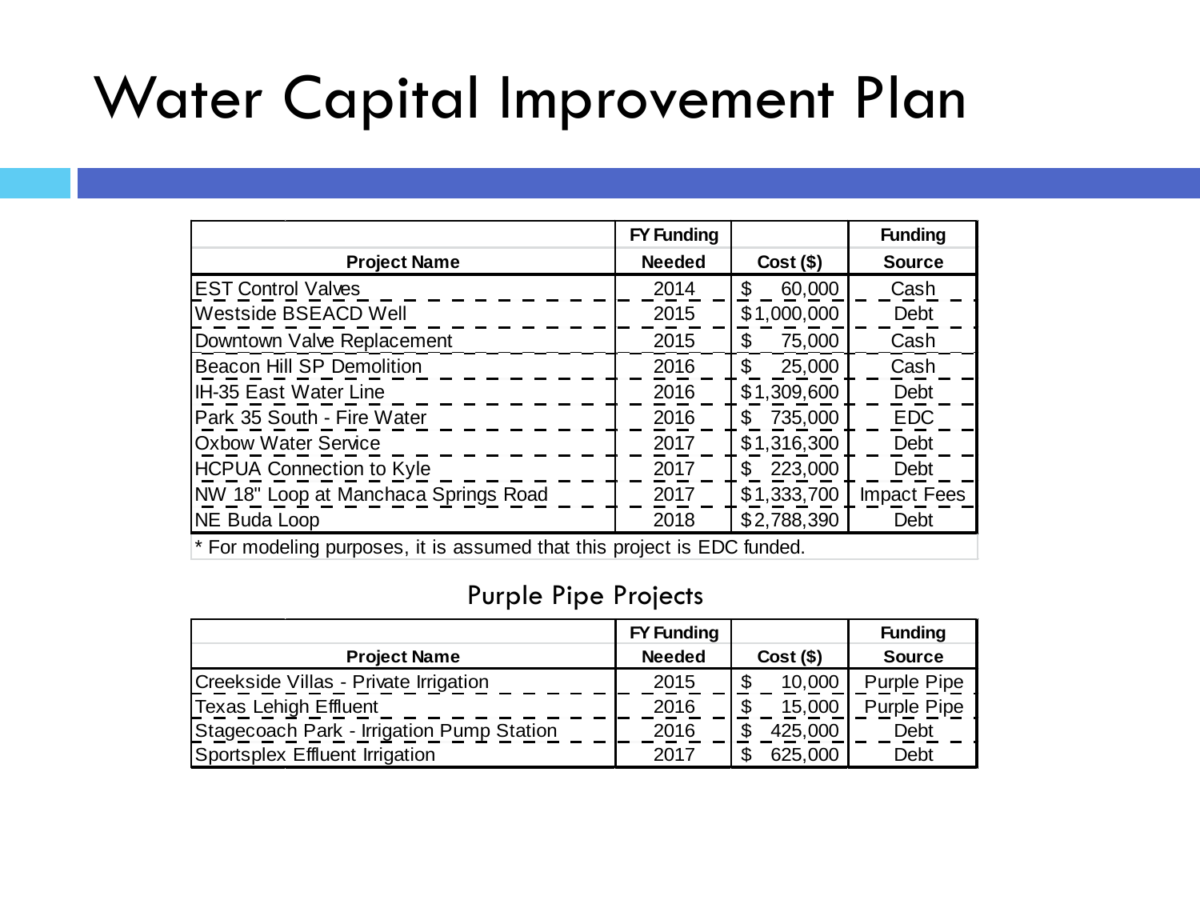# Water Capital Improvement Plan

| Project Name | FY Funding Needed | Cost ($) | Funding Source |
|---|---|---|---|
| EST Control Valves | 2014 | $ 60,000 | Cash |
| Westside BSEACD Well | 2015 | $1,000,000 | Debt |
| Downtown Valve Replacement | 2015 | $ 75,000 | Cash |
| Beacon Hill SP Demolition | 2016 | $ 25,000 | Cash |
| IH-35 East Water Line | 2016 | $1,309,600 | Debt |
| Park 35 South - Fire Water | 2016 | $ 735,000 | EDC |
| Oxbow Water Service | 2017 | $1,316,300 | Debt |
| HCPUA Connection to Kyle | 2017 | $ 223,000 | Debt |
| NW 18" Loop at Manchaca Springs Road | 2017 | $1,333,700 | Impact Fees |
| NE Buda Loop | 2018 | $2,788,390 | Debt |

* For modeling purposes, it is assumed that this project is EDC funded.

## Purple Pipe Projects

| Project Name | FY Funding Needed | Cost ($) | Funding Source |
|---|---|---|---|
| Creekside Villas - Private Irrigation | 2015 | $ 10,000 | Purple Pipe |
| Texas Lehigh Effluent | 2016 | $ 15,000 | Purple Pipe |
| Stagecoach Park - Irrigation Pump Station | 2016 | $ 425,000 | Debt |
| Sportsplex Effluent Irrigation | 2017 | $ 625,000 | Debt |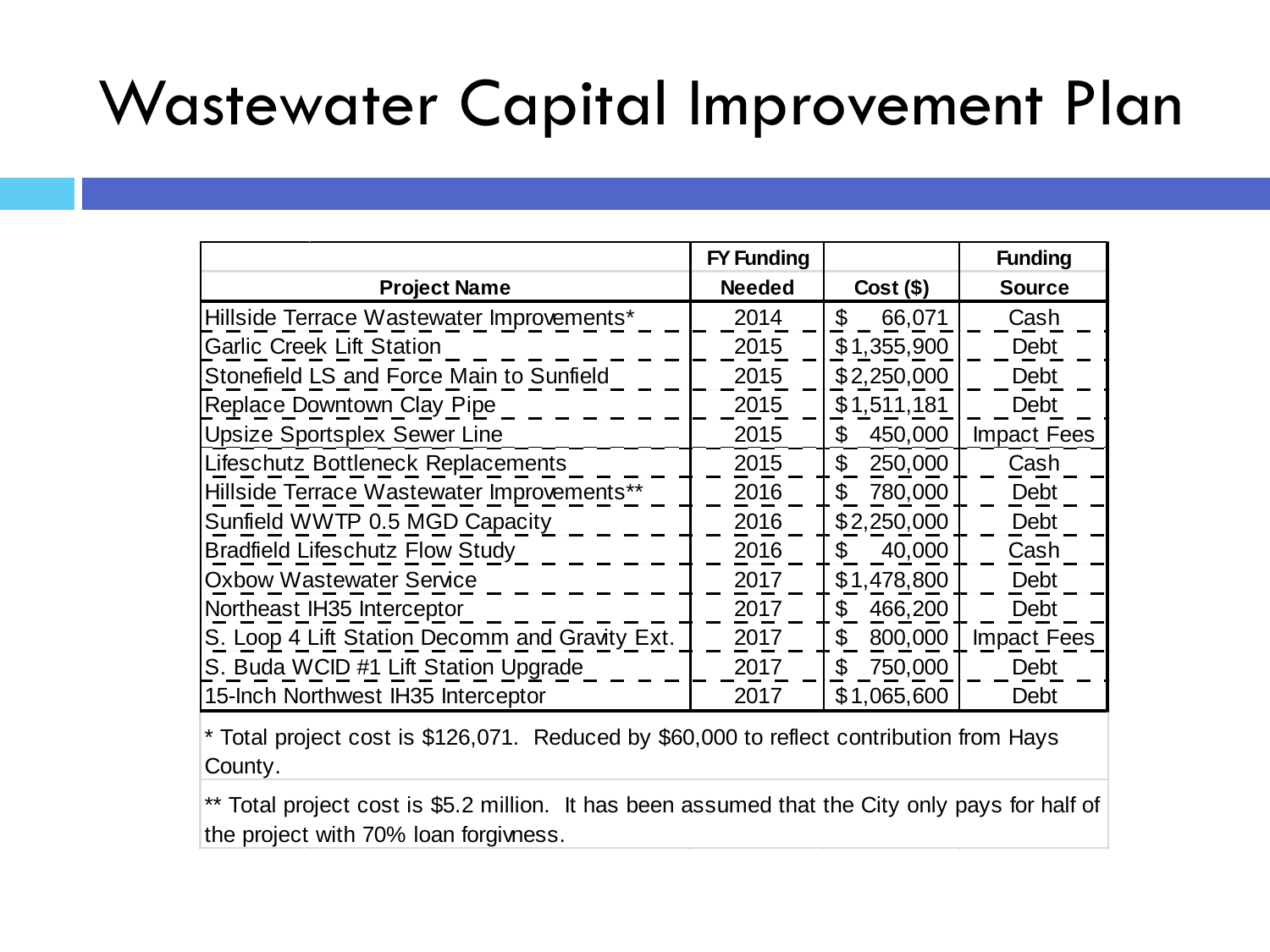# Wastewater Capital Improvement Plan

| Project Name | FY Funding Needed | Cost ($) | Funding Source |
|---|---|---|---|
| Hillside Terrace Wastewater Improvements* | 2014 | $ 66,071 | Cash |
| Garlic Creek Lift Station | 2015 | $1,355,900 | Debt |
| Stonefield LS and Force Main to Sunfield | 2015 | $2,250,000 | Debt |
| Replace Downtown Clay Pipe | 2015 | $1,511,181 | Debt |
| Upsize Sportsplex Sewer Line | 2015 | $ 450,000 | Impact Fees |
| Lifeschutz Bottleneck Replacements | 2015 | $ 250,000 | Cash |
| Hillside Terrace Wastewater Improvements** | 2016 | $ 780,000 | Debt |
| Sunfield WWTP 0.5 MGD Capacity | 2016 | $2,250,000 | Debt |
| Bradfield Lifeschutz Flow Study | 2016 | $ 40,000 | Cash |
| Oxbow Wastewater Service | 2017 | $1,478,800 | Debt |
| Northeast IH35 Interceptor | 2017 | $ 466,200 | Debt |
| S. Loop 4 Lift Station Decomm and Gravity Ext. | 2017 | $ 800,000 | Impact Fees |
| S. Buda WCID #1 Lift Station Upgrade | 2017 | $ 750,000 | Debt |
| 15-Inch Northwest IH35 Interceptor | 2017 | $1,065,600 | Debt |

* Total project cost is $126,071. Reduced by $60,000 to reflect contribution from Hays County.

** Total project cost is $5.2 million. It has been assumed that the City only pays for half of the project with 70% loan forgivness.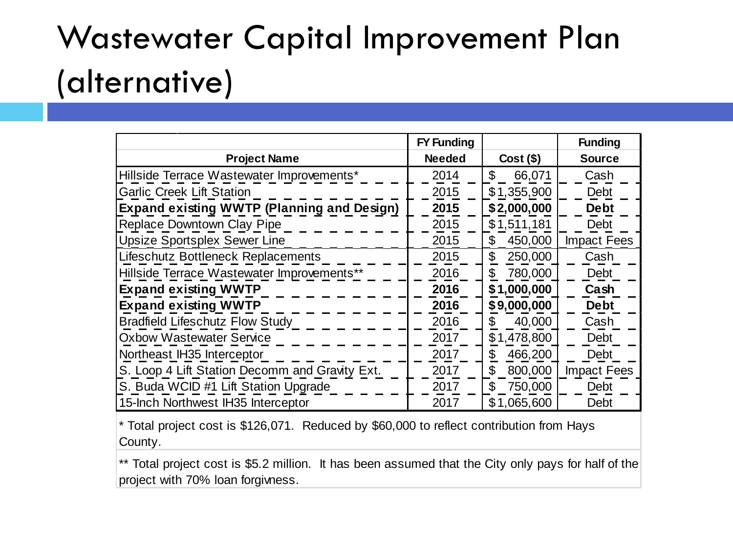# Wastewater Capital Improvement Plan (alternative)

| Project Name | FY Funding Needed | Cost ($) | Funding Source |
|---|---|---|---|
| Hillside Terrace Wastewater Improvements* | 2014 | $ 66,071 | Cash |
| Garlic Creek Lift Station | 2015 | $1,355,900 | Debt |
| **Expand existing WWTP (Planning and Design)** | **2015** | **$2,000,000** | **Debt** |
| Replace Downtown Clay Pipe | 2015 | $1,511,181 | Debt |
| Upsize Sportsplex Sewer Line | 2015 | $ 450,000 | Impact Fees |
| Lifeschutz Bottleneck Replacements | 2015 | $ 250,000 | Cash |
| Hillside Terrace Wastewater Improvements** | 2016 | $ 780,000 | Debt |
| **Expand existing WWTP** | **2016** | **$1,000,000** | **Cash** |
| **Expand existing WWTP** | **2016** | **$9,000,000** | **Debt** |
| Bradfield Lifeschutz Flow Study | 2016 | $ 40,000 | Cash |
| Oxbow Wastewater Service | 2017 | $1,478,800 | Debt |
| Northeast IH35 Interceptor | 2017 | $ 466,200 | Debt |
| S. Loop 4 Lift Station Decomm and Gravity Ext. | 2017 | $ 800,000 | Impact Fees |
| S. Buda WCID #1 Lift Station Upgrade | 2017 | $ 750,000 | Debt |
| 15-Inch Northwest IH35 Interceptor | 2017 | $1,065,600 | Debt |

\* Total project cost is $126,071. Reduced by $60,000 to reflect contribution from Hays County.

\** Total project cost is $5.2 million. It has been assumed that the City only pays for half of the project with 70% loan forgivness.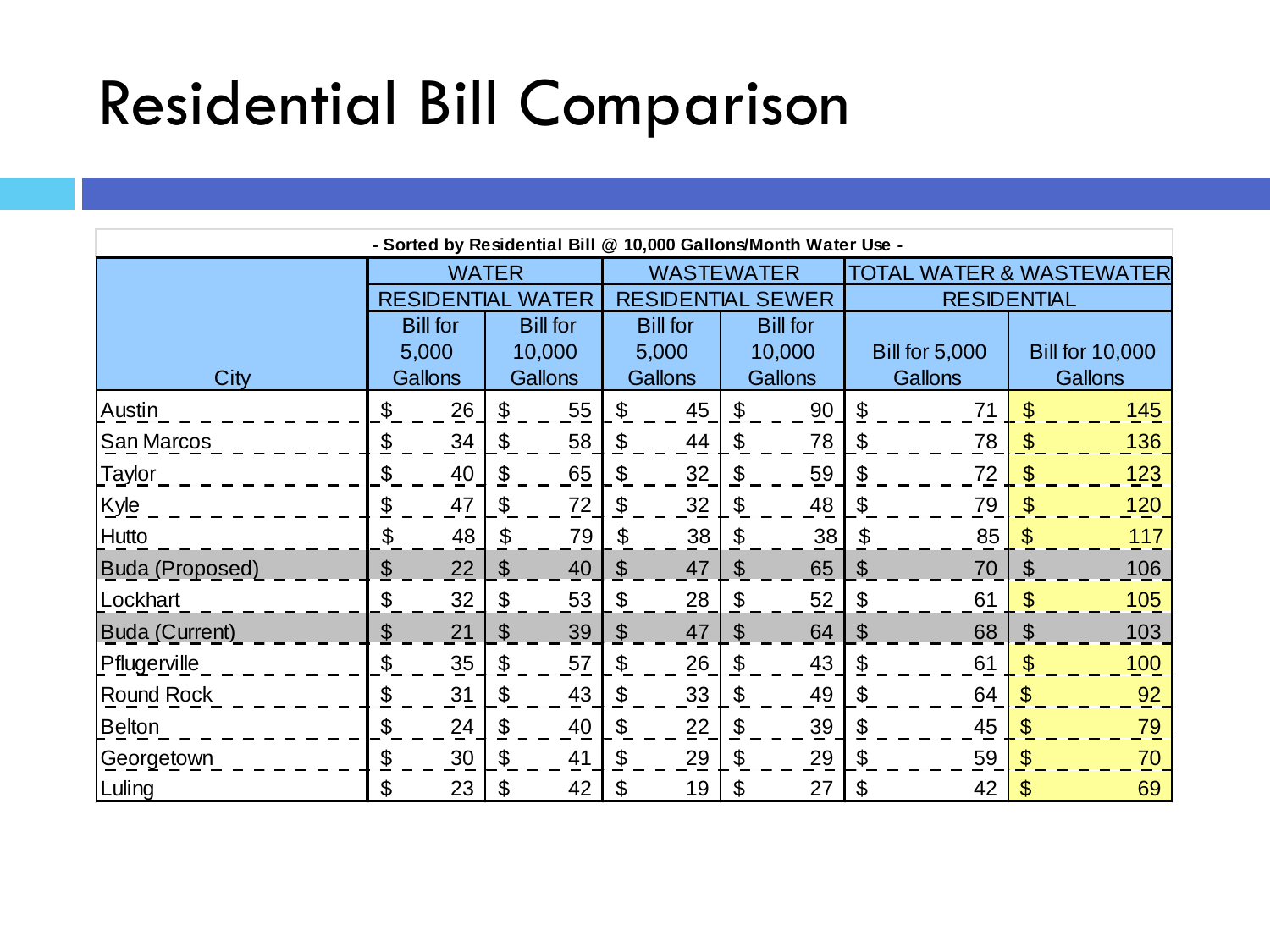# Residential Bill Comparison

- Sorted by Residential Bill @ 10,000 Gallons/Month Water Use -

| City | WATER | | WASTEWATER | | TOTAL WATER & WASTEWATER | |
|---|---|---|---|---|---|---|
| | RESIDENTIAL WATER | | RESIDENTIAL SEWER | | RESIDENTIAL | |
| | Bill for 5,000 Gallons | Bill for 10,000 Gallons | Bill for 5,000 Gallons | Bill for 10,000 Gallons | Bill for 5,000 Gallons | Bill for 10,000 Gallons |
| Austin | $ 26 | $ 55 | $ 45 | $ 90 | $ 71 | $ 145 |
| San Marcos | $ 34 | $ 58 | $ 44 | $ 78 | $ 78 | $ 136 |
| Taylor | $ 40 | $ 65 | $ 32 | $ 59 | $ 72 | $ 123 |
| Kyle | $ 47 | $ 72 | $ 32 | $ 48 | $ 79 | $ 120 |
| Hutto | $ 48 | $ 79 | $ 38 | $ 38 | $ 85 | $ 117 |
| Buda (Proposed) | $ 22 | $ 40 | $ 47 | $ 65 | $ 70 | $ 106 |
| Lockhart | $ 32 | $ 53 | $ 28 | $ 52 | $ 61 | $ 105 |
| Buda (Current) | $ 21 | $ 39 | $ 47 | $ 64 | $ 68 | $ 103 |
| Pflugerville | $ 35 | $ 57 | $ 26 | $ 43 | $ 61 | $ 100 |
| Round Rock | $ 31 | $ 43 | $ 33 | $ 49 | $ 64 | $ 92 |
| Belton | $ 24 | $ 40 | $ 22 | $ 39 | $ 45 | $ 79 |
| Georgetown | $ 30 | $ 41 | $ 29 | $ 29 | $ 59 | $ 70 |
| Luling | $ 23 | $ 42 | $ 19 | $ 27 | $ 42 | $ 69 |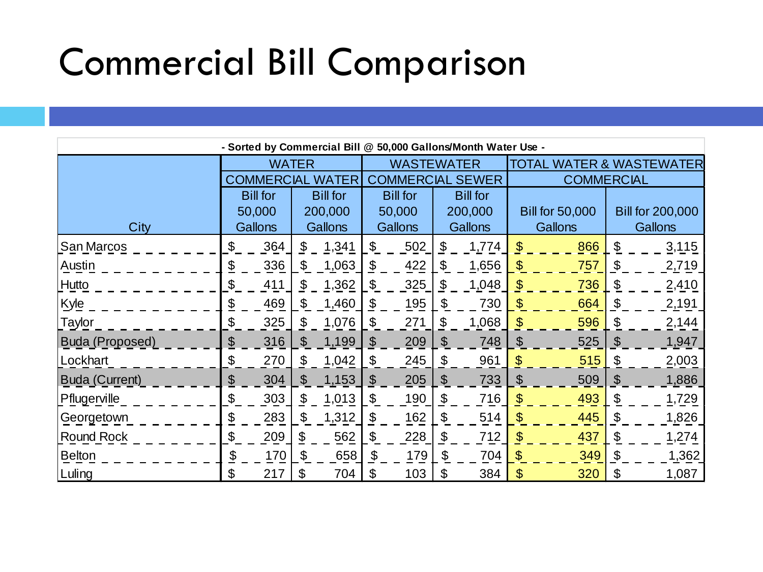# Commercial Bill Comparison

| - Sorted by Commercial Bill @ 50,000 Gallons/Month Water Use - | | | | | | |
|---|---|---|---|---|---|---|
| | WATER | | WASTEWATER | | TOTAL WATER & WASTEWATER | |
| | COMMERCIAL WATER | | COMMERCIAL SEWER | | COMMERCIAL | |
| City | Bill for 50,000 Gallons | Bill for 200,000 Gallons | Bill for 50,000 Gallons | Bill for 200,000 Gallons | Bill for 50,000 Gallons | Bill for 200,000 Gallons |
| San Marcos | $ 364 | $ 1,341 | $ 502 | $ 1,774 | $ 866 | $ 3,115 |
| Austin | $ 336 | $ 1,063 | $ 422 | $ 1,656 | $ 757 | $ 2,719 |
| Hutto | $ 411 | $ 1,362 | $ 325 | $ 1,048 | $ 736 | $ 2,410 |
| Kyle | $ 469 | $ 1,460 | $ 195 | $ 730 | $ 664 | $ 2,191 |
| Taylor | $ 325 | $ 1,076 | $ 271 | $ 1,068 | $ 596 | $ 2,144 |
| Buda (Proposed) | $ 316 | $ 1,199 | $ 209 | $ 748 | $ 525 | $ 1,947 |
| Lockhart | $ 270 | $ 1,042 | $ 245 | $ 961 | $ 515 | $ 2,003 |
| Buda (Current) | $ 304 | $ 1,153 | $ 205 | $ 733 | $ 509 | $ 1,886 |
| Pflugerville | $ 303 | $ 1,013 | $ 190 | $ 716 | $ 493 | $ 1,729 |
| Georgetown | $ 283 | $ 1,312 | $ 162 | $ 514 | $ 445 | $ 1,826 |
| Round Rock | $ 209 | $ 562 | $ 228 | $ 712 | $ 437 | $ 1,274 |
| Belton | $ 170 | $ 658 | $ 179 | $ 704 | $ 349 | $ 1,362 |
| Luling | $ 217 | $ 704 | $ 103 | $ 384 | $ 320 | $ 1,087 |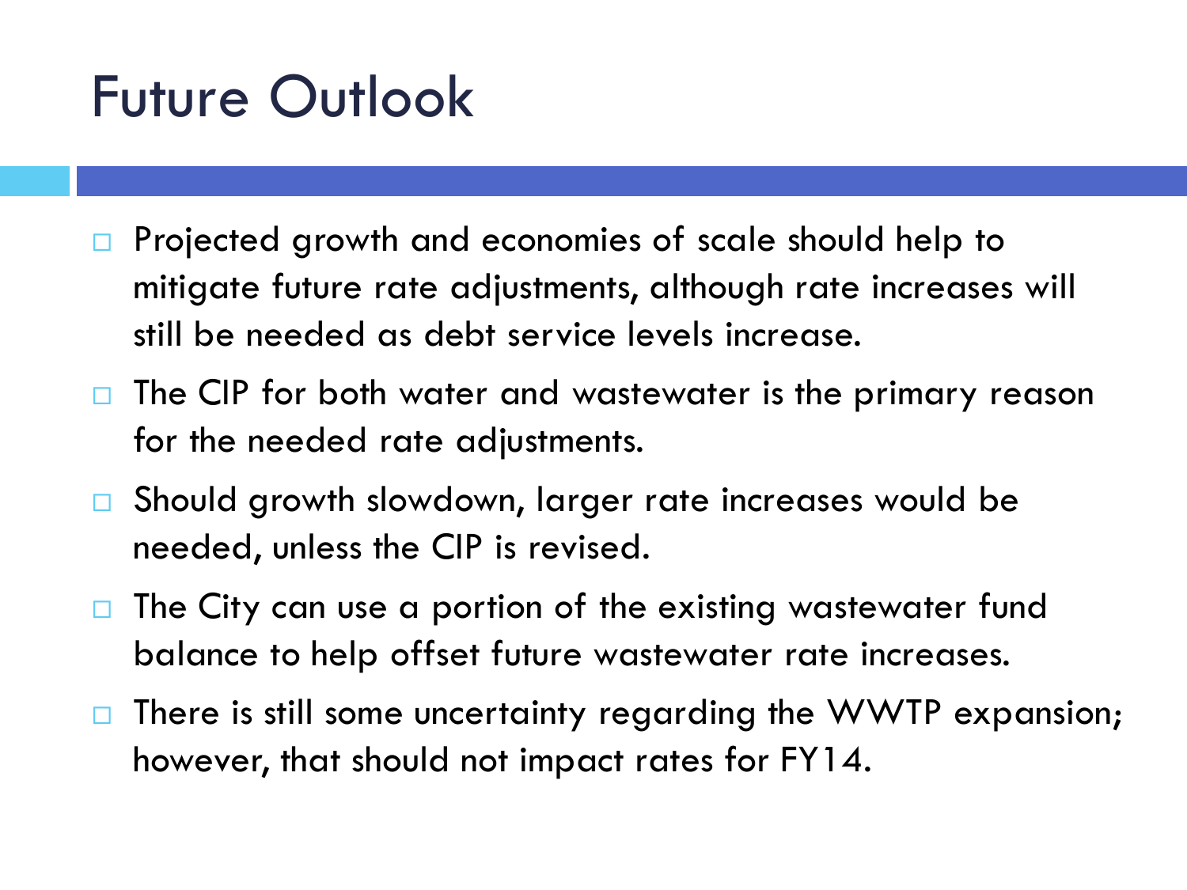# Future Outlook

- Projected growth and economies of scale should help to mitigate future rate adjustments, although rate increases will still be needed as debt service levels increase.
- The CIP for both water and wastewater is the primary reason for the needed rate adjustments.
- Should growth slowdown, larger rate increases would be needed, unless the CIP is revised.
- The City can use a portion of the existing wastewater fund balance to help offset future wastewater rate increases.
- There is still some uncertainty regarding the WWTP expansion; however, that should not impact rates for FY14.